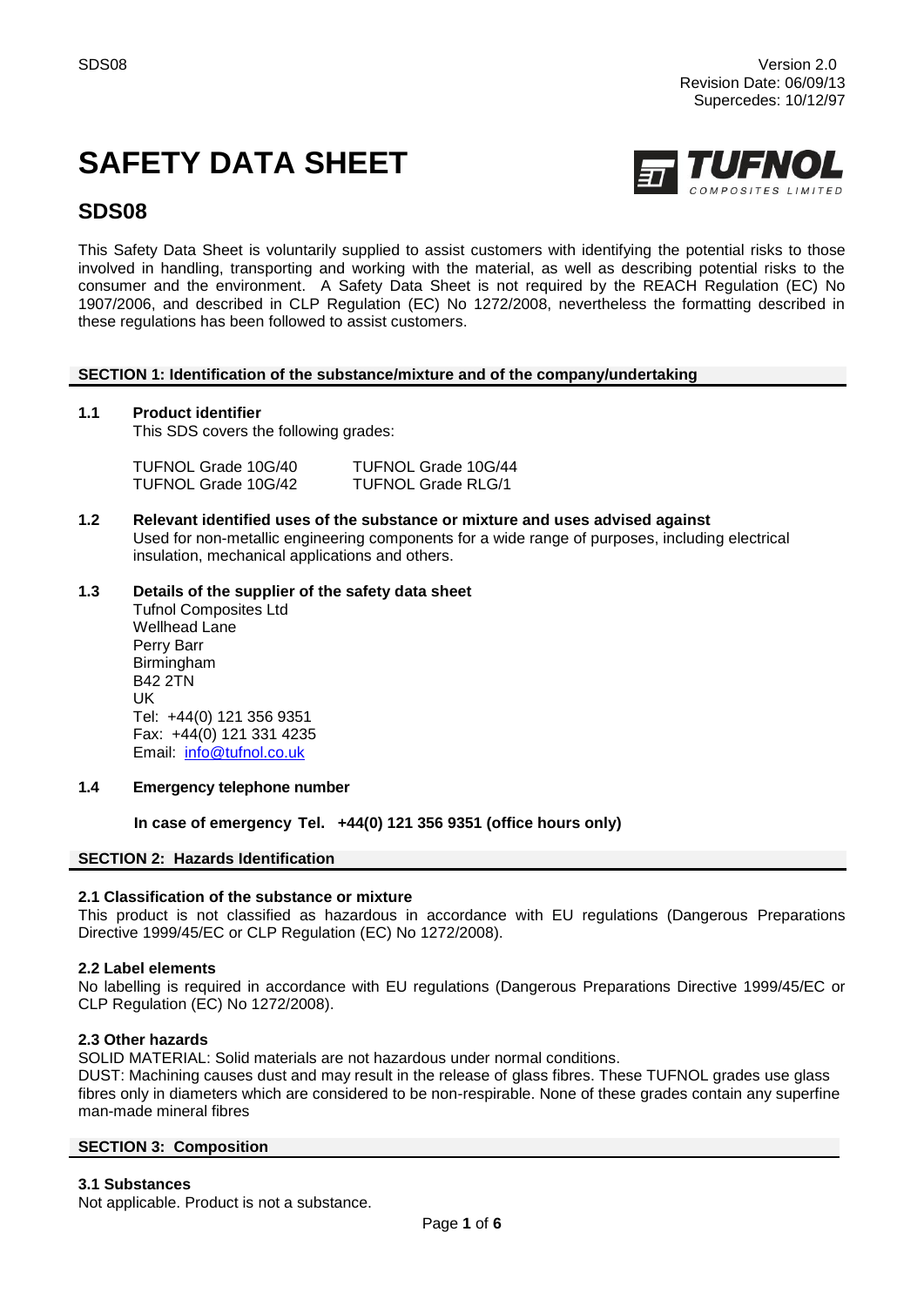SDS08

Version 2.0
Revision Date: 06/09/13
Supercedes: 10/12/97

# SAFETY DATA SHEET

TUFNOL COMPOSITES LIMITED

## SDS08

This Safety Data Sheet is voluntarily supplied to assist customers with identifying the potential risks to those involved in handling, transporting and working with the material, as well as describing potential risks to the consumer and the environment. A Safety Data Sheet is not required by the REACH Regulation (EC) No 1907/2006, and described in CLP Regulation (EC) No 1272/2008, nevertheless the formatting described in these regulations has been followed to assist customers.

### SECTION 1: Identification of the substance/mixture and of the company/undertaking

**1.1 Product identifier**

This SDS covers the following grades:

| | |
|---|---|
| TUFNOL Grade 10G/40 | TUFNOL Grade 10G/44 |
| TUFNOL Grade 10G/42 | TUFNOL Grade RLG/1 |

**1.2 Relevant identified uses of the substance or mixture and uses advised against**

Used for non-metallic engineering components for a wide range of purposes, including electrical insulation, mechanical applications and others.

**1.3 Details of the supplier of the safety data sheet**

Tufnol Composites Ltd
Wellhead Lane
Perry Barr
Birmingham
B42 2TN
UK
Tel: +44(0) 121 356 9351
Fax: +44(0) 121 331 4235
Email: info@tufnol.co.uk

**1.4 Emergency telephone number**

**In case of emergency Tel. +44(0) 121 356 9351 (office hours only)**

### SECTION 2: Hazards Identification

**2.1 Classification of the substance or mixture**

This product is not classified as hazardous in accordance with EU regulations (Dangerous Preparations Directive 1999/45/EC or CLP Regulation (EC) No 1272/2008).

**2.2 Label elements**

No labelling is required in accordance with EU regulations (Dangerous Preparations Directive 1999/45/EC or CLP Regulation (EC) No 1272/2008).

**2.3 Other hazards**

SOLID MATERIAL: Solid materials are not hazardous under normal conditions.
DUST: Machining causes dust and may result in the release of glass fibres. These TUFNOL grades use glass fibres only in diameters which are considered to be non-respirable. None of these grades contain any superfine man-made mineral fibres

### SECTION 3: Composition

**3.1 Substances**

Not applicable. Product is not a substance.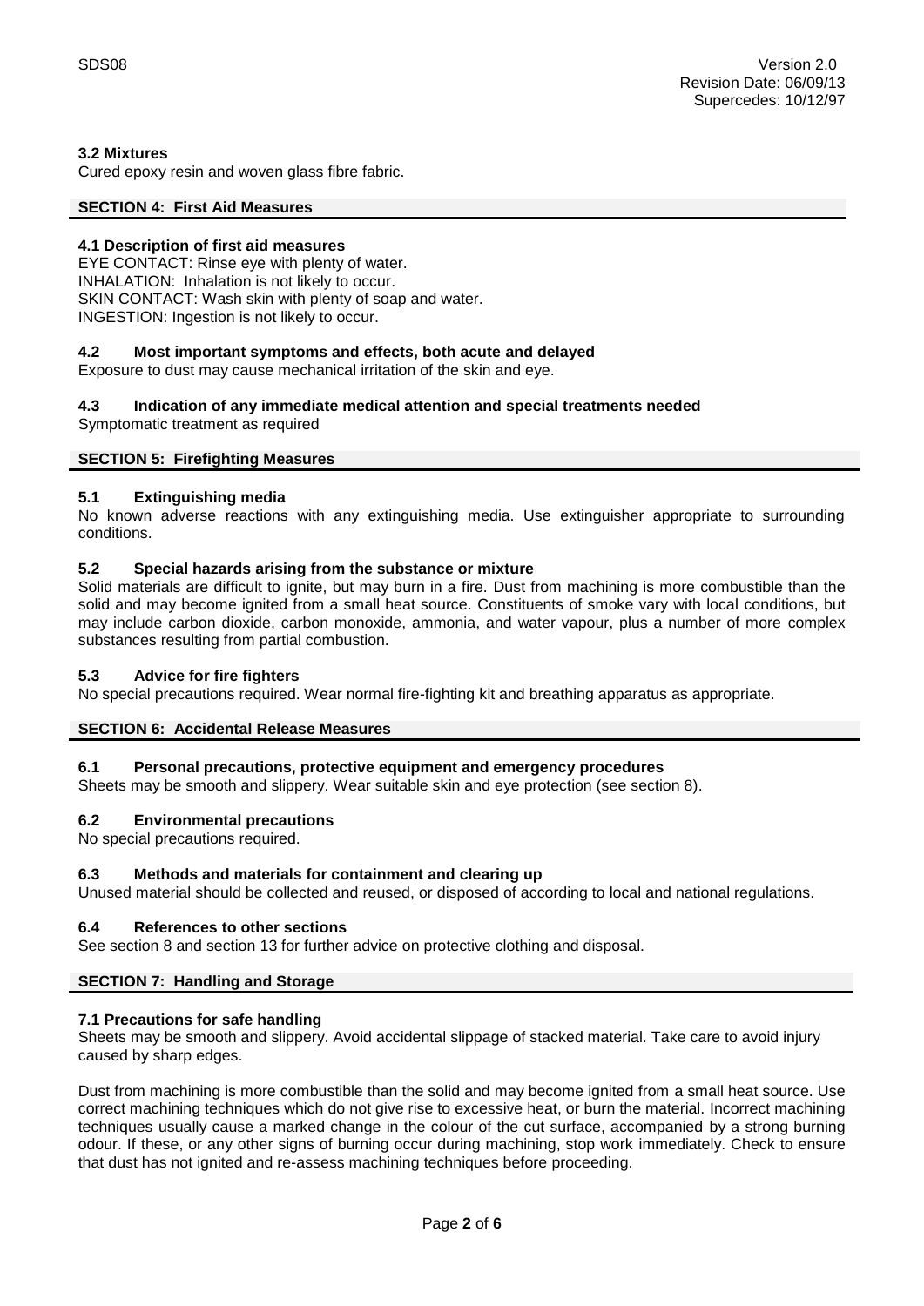### 3.2 Mixtures

Cured epoxy resin and woven glass fibre fabric.

## SECTION 4: First Aid Measures

### 4.1 Description of first aid measures

EYE CONTACT: Rinse eye with plenty of water.
INHALATION: Inhalation is not likely to occur.
SKIN CONTACT: Wash skin with plenty of soap and water.
INGESTION: Ingestion is not likely to occur.

### 4.2 Most important symptoms and effects, both acute and delayed

Exposure to dust may cause mechanical irritation of the skin and eye.

### 4.3 Indication of any immediate medical attention and special treatments needed

Symptomatic treatment as required

## SECTION 5: Firefighting Measures

### 5.1 Extinguishing media

No known adverse reactions with any extinguishing media. Use extinguisher appropriate to surrounding conditions.

### 5.2 Special hazards arising from the substance or mixture

Solid materials are difficult to ignite, but may burn in a fire. Dust from machining is more combustible than the solid and may become ignited from a small heat source. Constituents of smoke vary with local conditions, but may include carbon dioxide, carbon monoxide, ammonia, and water vapour, plus a number of more complex substances resulting from partial combustion.

### 5.3 Advice for fire fighters

No special precautions required. Wear normal fire-fighting kit and breathing apparatus as appropriate.

## SECTION 6: Accidental Release Measures

### 6.1 Personal precautions, protective equipment and emergency procedures

Sheets may be smooth and slippery. Wear suitable skin and eye protection (see section 8).

### 6.2 Environmental precautions

No special precautions required.

### 6.3 Methods and materials for containment and clearing up

Unused material should be collected and reused, or disposed of according to local and national regulations.

### 6.4 References to other sections

See section 8 and section 13 for further advice on protective clothing and disposal.

## SECTION 7: Handling and Storage

### 7.1 Precautions for safe handling

Sheets may be smooth and slippery. Avoid accidental slippage of stacked material. Take care to avoid injury caused by sharp edges.

Dust from machining is more combustible than the solid and may become ignited from a small heat source. Use correct machining techniques which do not give rise to excessive heat, or burn the material. Incorrect machining techniques usually cause a marked change in the colour of the cut surface, accompanied by a strong burning odour. If these, or any other signs of burning occur during machining, stop work immediately. Check to ensure that dust has not ignited and re-assess machining techniques before proceeding.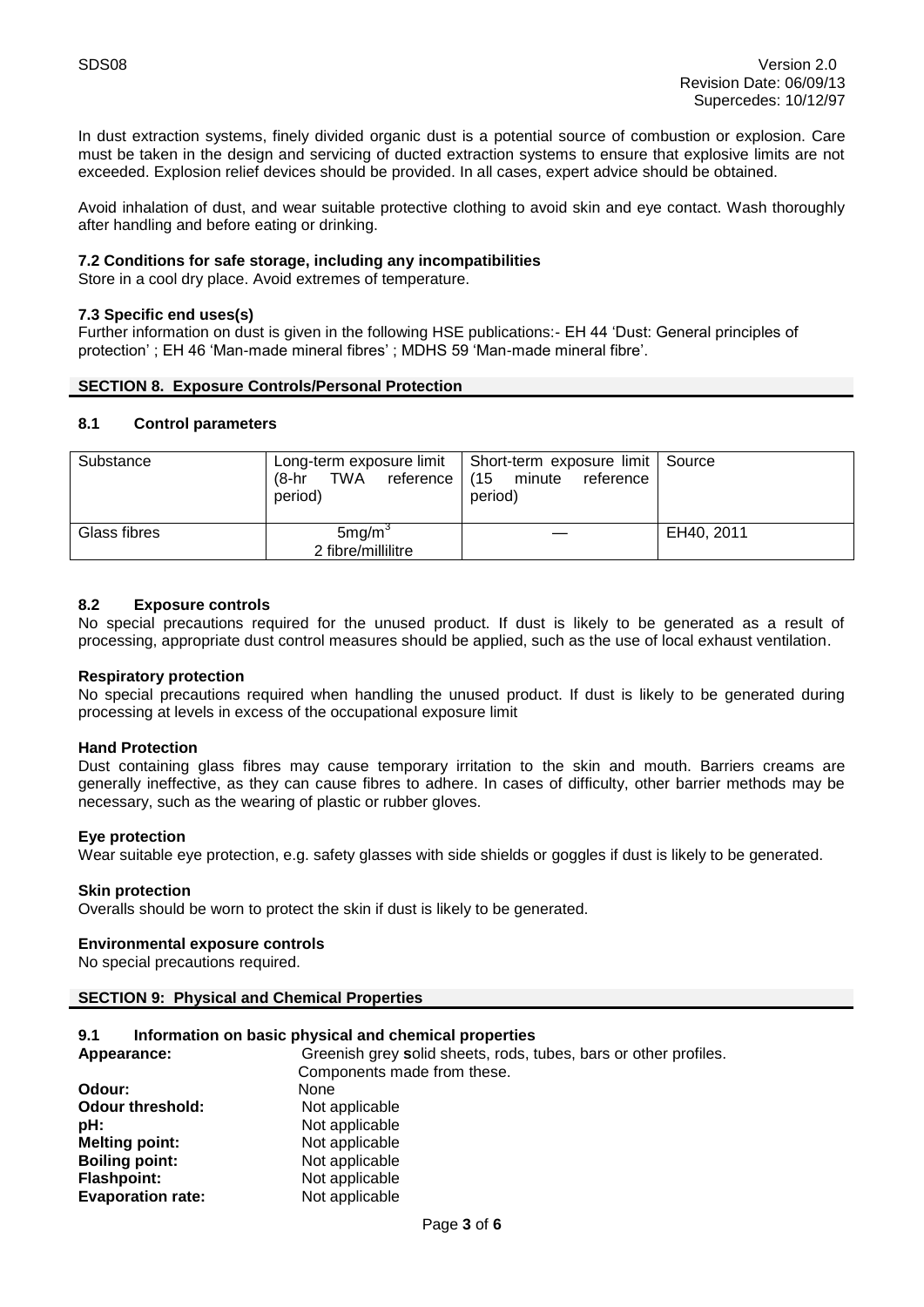In dust extraction systems, finely divided organic dust is a potential source of combustion or explosion. Care must be taken in the design and servicing of ducted extraction systems to ensure that explosive limits are not exceeded. Explosion relief devices should be provided. In all cases, expert advice should be obtained.

Avoid inhalation of dust, and wear suitable protective clothing to avoid skin and eye contact. Wash thoroughly after handling and before eating or drinking.

### 7.2 Conditions for safe storage, including any incompatibilities

Store in a cool dry place. Avoid extremes of temperature.

### 7.3 Specific end uses(s)

Further information on dust is given in the following HSE publications:- EH 44 'Dust: General principles of protection' ; EH 46 'Man-made mineral fibres' ; MDHS 59 'Man-made mineral fibre'.

## SECTION 8. Exposure Controls/Personal Protection

### 8.1 Control parameters

| Substance | Long-term exposure limit (8-hr TWA reference period) | Short-term exposure limit (15 minute reference period) | Source |
|---|---|---|---|
| Glass fibres | 5mg/m$^3$<br>2 fibre/millilitre | — | EH40, 2011 |

### 8.2 Exposure controls

No special precautions required for the unused product. If dust is likely to be generated as a result of processing, appropriate dust control measures should be applied, such as the use of local exhaust ventilation.

**Respiratory protection**

No special precautions required when handling the unused product. If dust is likely to be generated during processing at levels in excess of the occupational exposure limit

**Hand Protection**

Dust containing glass fibres may cause temporary irritation to the skin and mouth. Barriers creams are generally ineffective, as they can cause fibres to adhere. In cases of difficulty, other barrier methods may be necessary, such as the wearing of plastic or rubber gloves.

**Eye protection**

Wear suitable eye protection, e.g. safety glasses with side shields or goggles if dust is likely to be generated.

**Skin protection**

Overalls should be worn to protect the skin if dust is likely to be generated.

**Environmental exposure controls**

No special precautions required.

## SECTION 9: Physical and Chemical Properties

### 9.1 Information on basic physical and chemical properties

**Appearance:** Greenish grey solid sheets, rods, tubes, bars or other profiles. Components made from these.
**Odour:** None
**Odour threshold:** Not applicable
**pH:** Not applicable
**Melting point:** Not applicable
**Boiling point:** Not applicable
**Flashpoint:** Not applicable
**Evaporation rate:** Not applicable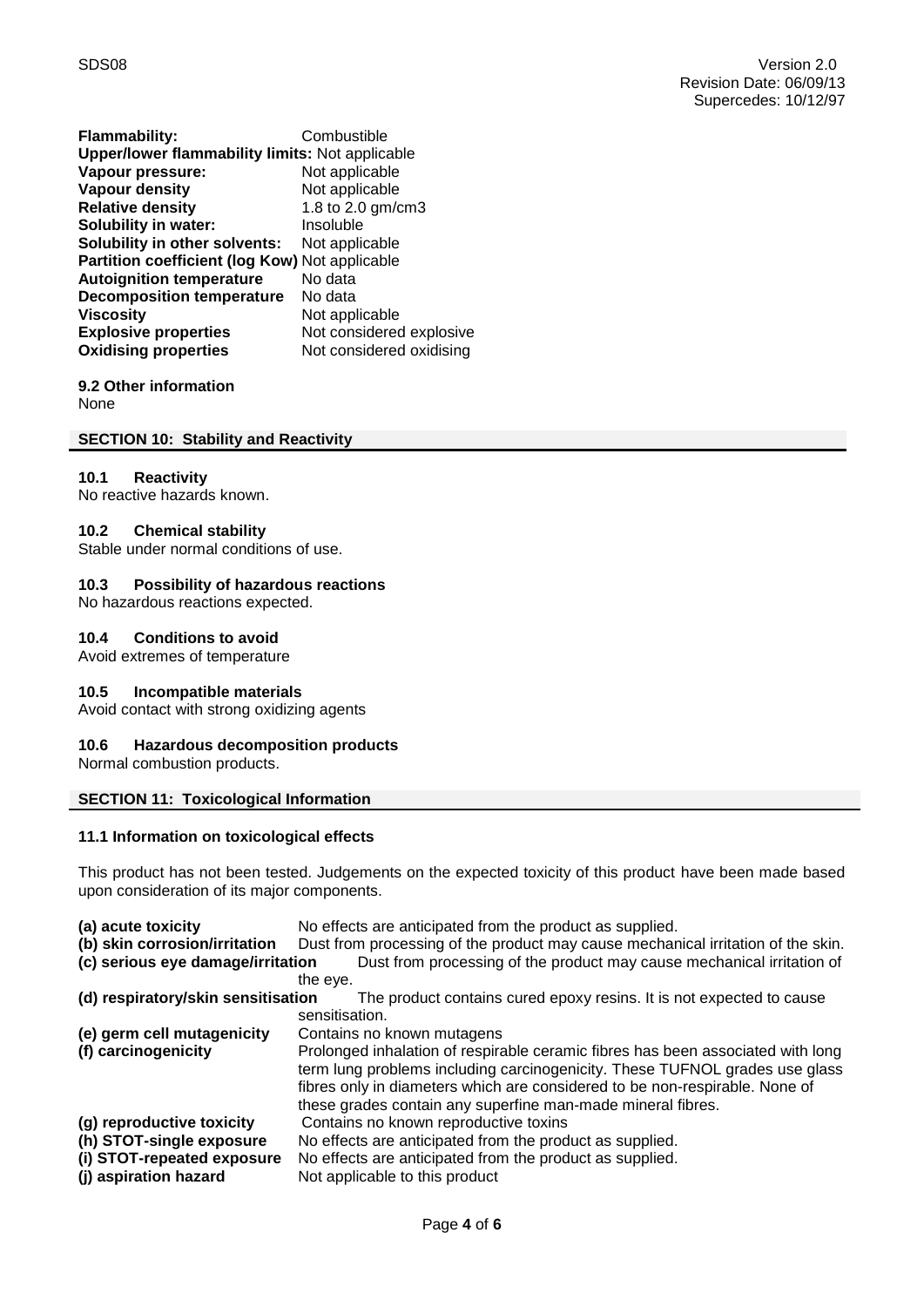| | |
|---|---|
| **Flammability:** | Combustible |
| **Upper/lower flammability limits:** | Not applicable |
| **Vapour pressure:** | Not applicable |
| **Vapour density** | Not applicable |
| **Relative density** | 1.8 to 2.0 gm/cm3 |
| **Solubility in water:** | Insoluble |
| **Solubility in other solvents:** | Not applicable |
| **Partition coefficient (log Kow)** | Not applicable |
| **Autoignition temperature** | No data |
| **Decomposition temperature** | No data |
| **Viscosity** | Not applicable |
| **Explosive properties** | Not considered explosive |
| **Oxidising properties** | Not considered oxidising |

**9.2 Other information**

None

## SECTION 10: Stability and Reactivity

### 10.1 Reactivity

No reactive hazards known.

### 10.2 Chemical stability

Stable under normal conditions of use.

### 10.3 Possibility of hazardous reactions

No hazardous reactions expected.

### 10.4 Conditions to avoid

Avoid extremes of temperature

### 10.5 Incompatible materials

Avoid contact with strong oxidizing agents

### 10.6 Hazardous decomposition products

Normal combustion products.

## SECTION 11: Toxicological Information

### 11.1 Information on toxicological effects

This product has not been tested. Judgements on the expected toxicity of this product have been made based upon consideration of its major components.

| | |
|---|---|
| **(a) acute toxicity** | No effects are anticipated from the product as supplied. |
| **(b) skin corrosion/irritation** | Dust from processing of the product may cause mechanical irritation of the skin. |
| **(c) serious eye damage/irritation** | Dust from processing of the product may cause mechanical irritation of the eye. |
| **(d) respiratory/skin sensitisation** | The product contains cured epoxy resins. It is not expected to cause sensitisation. |
| **(e) germ cell mutagenicity** | Contains no known mutagens |
| **(f) carcinogenicity** | Prolonged inhalation of respirable ceramic fibres has been associated with long term lung problems including carcinogenicity. These TUFNOL grades use glass fibres only in diameters which are considered to be non-respirable. None of these grades contain any superfine man-made mineral fibres. |
| **(g) reproductive toxicity** | Contains no known reproductive toxins |
| **(h) STOT-single exposure** | No effects are anticipated from the product as supplied. |
| **(i) STOT-repeated exposure** | No effects are anticipated from the product as supplied. |
| **(j) aspiration hazard** | Not applicable to this product |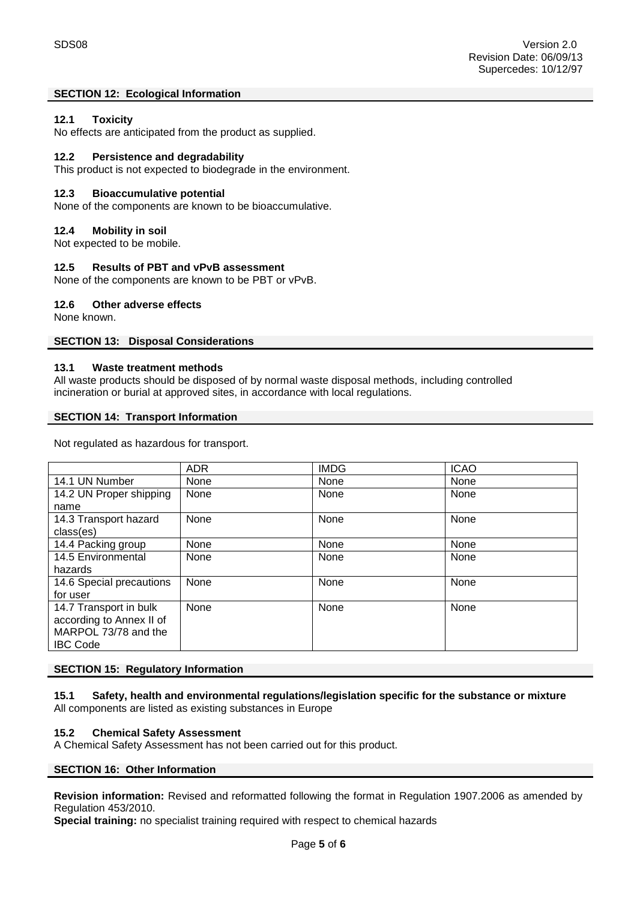## SECTION 12: Ecological Information

### 12.1 Toxicity
No effects are anticipated from the product as supplied.

### 12.2 Persistence and degradability
This product is not expected to biodegrade in the environment.

### 12.3 Bioaccumulative potential
None of the components are known to be bioaccumulative.

### 12.4 Mobility in soil
Not expected to be mobile.

### 12.5 Results of PBT and vPvB assessment
None of the components are known to be PBT or vPvB.

### 12.6 Other adverse effects
None known.

## SECTION 13: Disposal Considerations

### 13.1 Waste treatment methods
All waste products should be disposed of by normal waste disposal methods, including controlled incineration or burial at approved sites, in accordance with local regulations.

## SECTION 14: Transport Information

Not regulated as hazardous for transport.

| | ADR | IMDG | ICAO |
|---|---|---|---|
| 14.1 UN Number | None | None | None |
| 14.2 UN Proper shipping name | None | None | None |
| 14.3 Transport hazard class(es) | None | None | None |
| 14.4 Packing group | None | None | None |
| 14.5 Environmental hazards | None | None | None |
| 14.6 Special precautions for user | None | None | None |
| 14.7 Transport in bulk according to Annex II of MARPOL 73/78 and the IBC Code | None | None | None |

## SECTION 15: Regulatory Information

### 15.1 Safety, health and environmental regulations/legislation specific for the substance or mixture
All components are listed as existing substances in Europe

### 15.2 Chemical Safety Assessment
A Chemical Safety Assessment has not been carried out for this product.

## SECTION 16: Other Information

**Revision information:** Revised and reformatted following the format in Regulation 1907.2006 as amended by Regulation 453/2010.

**Special training:** no specialist training required with respect to chemical hazards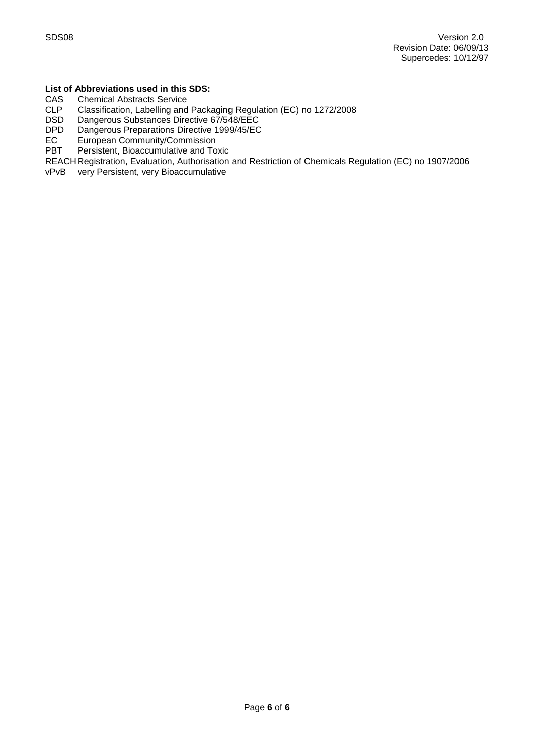**List of Abbreviations used in this SDS:**

| | |
|---|---|
| CAS | Chemical Abstracts Service |
| CLP | Classification, Labelling and Packaging Regulation (EC) no 1272/2008 |
| DSD | Dangerous Substances Directive 67/548/EEC |
| DPD | Dangerous Preparations Directive 1999/45/EC |
| EC | European Community/Commission |
| PBT | Persistent, Bioaccumulative and Toxic |
| REACH | Registration, Evaluation, Authorisation and Restriction of Chemicals Regulation (EC) no 1907/2006 |
| vPvB | very Persistent, very Bioaccumulative |